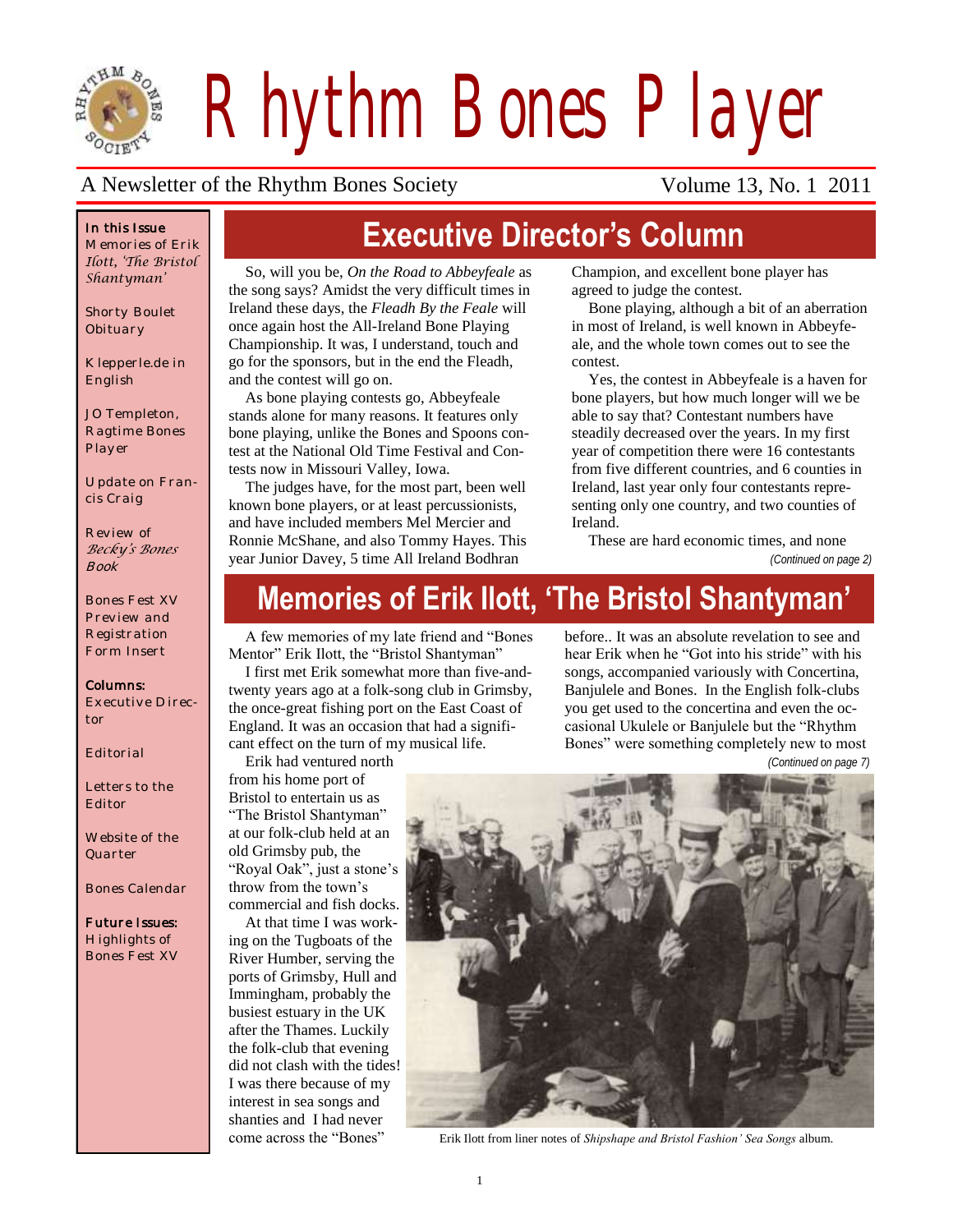# Rhythm Bones Player

A Newsletter of the Rhythm Bones Society — Volume 13, No. 1 2011

**In this Issue**
Memories of Erik Ilott, *'The Bristol Shantyman'*

Shorty Boulet Obituary

Klepperle.de in English

JO Templeton, Ragtime Bones Player

Update on Francis Craig

Review of *Becky's Bones Book*

Bones Fest XV Preview and Registration Form Insert

**Columns:**
Executive Director

Editorial

Letters to the Editor

Website of the Quarter

Bones Calendar

**Future Issues:**
Highlights of Bones Fest XV

## Executive Director's Column

So, will you be, *On the Road to Abbeyfeale* as the song says? Amidst the very difficult times in Ireland these days, the *Fleadh By the Feale* will once again host the All-Ireland Bone Playing Championship. It was, I understand, touch and go for the sponsors, but in the end the Fleadh, and the contest will go on.

As bone playing contests go, Abbeyfeale stands alone for many reasons. It features only bone playing, unlike the Bones and Spoons contest at the National Old Time Festival and Contests now in Missouri Valley, Iowa.

The judges have, for the most part, been well known bone players, or at least percussionists, and have included members Mel Mercier and Ronnie McShane, and also Tommy Hayes. This year Junior Davey, 5 time All Ireland Bodhran Champion, and excellent bone player has agreed to judge the contest.

Bone playing, although a bit of an aberration in most of Ireland, is well known in Abbeyfeale, and the whole town comes out to see the contest.

Yes, the contest in Abbeyfeale is a haven for bone players, but how much longer will we be able to say that? Contestant numbers have steadily decreased over the years. In my first year of competition there were 16 contestants from five different countries, and 6 counties in Ireland, last year only four contestants representing only one country, and two counties of Ireland.

These are hard economic times, and none *(Continued on page 2)*

## Memories of Erik Ilott, 'The Bristol Shantyman'

A few memories of my late friend and "Bones Mentor" Erik Ilott, the "Bristol Shantyman"

I first met Erik somewhat more than five-and-twenty years ago at a folk-song club in Grimsby, the once-great fishing port on the East Coast of England. It was an occasion that had a significant effect on the turn of my musical life.

Erik had ventured north from his home port of Bristol to entertain us as "The Bristol Shantyman" at our folk-club held at an old Grimsby pub, the "Royal Oak", just a stone's throw from the town's commercial and fish docks.

At that time I was working on the Tugboats of the River Humber, serving the ports of Grimsby, Hull and Immingham, probably the busiest estuary in the UK after the Thames. Luckily the folk-club that evening did not clash with the tides! I was there because of my interest in sea songs and shanties and I had never come across the "Bones" before.. It was an absolute revelation to see and hear Erik when he "Got into his stride" with his songs, accompanied variously with Concertina, Banjulele and Bones. In the English folk-clubs you get used to the concertina and even the occasional Ukulele or Banjulele but the "Rhythm Bones" were something completely new to most *(Continued on page 7)*

Erik Ilott from liner notes of *Shipshape and Bristol Fashion' Sea Songs* album.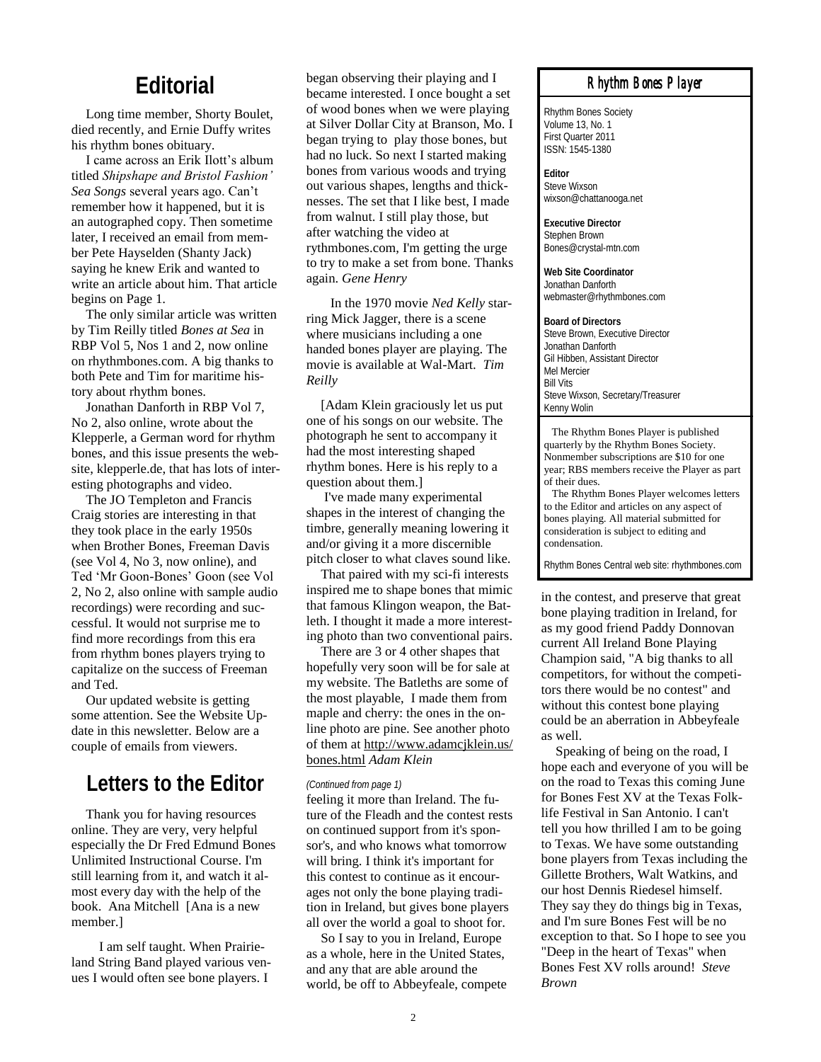# Editorial

Long time member, Shorty Boulet, died recently, and Ernie Duffy writes his rhythm bones obituary.

I came across an Erik Ilott's album titled *Shipshape and Bristol Fashion' Sea Songs* several years ago. Can't remember how it happened, but it is an autographed copy. Then sometime later, I received an email from member Pete Hayselden (Shanty Jack) saying he knew Erik and wanted to write an article about him. That article begins on Page 1.

The only similar article was written by Tim Reilly titled *Bones at Sea* in RBP Vol 5, Nos 1 and 2, now online on rhythmbones.com. A big thanks to both Pete and Tim for maritime history about rhythm bones.

Jonathan Danforth in RBP Vol 7, No 2, also online, wrote about the Klepperle, a German word for rhythm bones, and this issue presents the website, klepperle.de, that has lots of interesting photographs and video.

The JO Templeton and Francis Craig stories are interesting in that they took place in the early 1950s when Brother Bones, Freeman Davis (see Vol 4, No 3, now online), and Ted 'Mr Goon-Bones' Goon (see Vol 2, No 2, also online with sample audio recordings) were recording and successful. It would not surprise me to find more recordings from this era from rhythm bones players trying to capitalize on the success of Freeman and Ted.

Our updated website is getting some attention. See the Website Update in this newsletter. Below are a couple of emails from viewers.

# Letters to the Editor

Thank you for having resources online. They are very, very helpful especially the Dr Fred Edmund Bones Unlimited Instructional Course. I'm still learning from it, and watch it almost every day with the help of the book. Ana Mitchell [Ana is a new member.]

I am self taught. When Prairieland String Band played various venues I would often see bone players. I began observing their playing and I became interested. I once bought a set of wood bones when we were playing at Silver Dollar City at Branson, Mo. I began trying to play those bones, but had no luck. So next I started making bones from various woods and trying out various shapes, lengths and thicknesses. The set that I like best, I made from walnut. I still play those, but after watching the video at rythmbones.com, I'm getting the urge to try to make a set from bone. Thanks again. *Gene Henry*

In the 1970 movie *Ned Kelly* starring Mick Jagger, there is a scene where musicians including a one handed bones player are playing. The movie is available at Wal-Mart. *Tim Reilly*

[Adam Klein graciously let us put one of his songs on our website. The photograph he sent to accompany it had the most interesting shaped rhythm bones. Here is his reply to a question about them.]

I've made many experimental shapes in the interest of changing the timbre, generally meaning lowering it and/or giving it a more discernible pitch closer to what claves sound like.

That paired with my sci-fi interests inspired me to shape bones that mimic that famous Klingon weapon, the Batleth. I thought it made a more interesting photo than two conventional pairs.

There are 3 or 4 other shapes that hopefully very soon will be for sale at my website. The Batleths are some of the most playable, I made them from maple and cherry: the ones in the online photo are pine. See another photo of them at http://www.adamcjklein.us/bones.html *Adam Klein*

*(Continued from page 1)*

feeling it more than Ireland. The future of the Fleadh and the contest rests on continued support from it's sponsor's, and who knows what tomorrow will bring. I think it's important for this contest to continue as it encourages not only the bone playing tradition in Ireland, but gives bone players all over the world a goal to shoot for.

So I say to you in Ireland, Europe as a whole, here in the United States, and any that are able around the world, be off to Abbeyfeale, compete in the contest, and preserve that great bone playing tradition in Ireland, for as my good friend Paddy Donnovan current All Ireland Bone Playing Champion said, "A big thanks to all competitors, for without the competitors there would be no contest" and without this contest bone playing could be an aberration in Abbeyfeale as well.

Speaking of being on the road, I hope each and everyone of you will be on the road to Texas this coming June for Bones Fest XV at the Texas Folklife Festival in San Antonio. I can't tell you how thrilled I am to be going to Texas. We have some outstanding bone players from Texas including the Gillette Brothers, Walt Watkins, and our host Dennis Riedesel himself. They say they do things big in Texas, and I'm sure Bones Fest will be no exception to that. So I hope to see you "Deep in the heart of Texas" when Bones Fest XV rolls around! *Steve Brown*

## Rhythm Bones Player

Rhythm Bones Society
Volume 13, No. 1
First Quarter 2011
ISSN: 1545-1380

**Editor**
Steve Wixson
wixson@chattanooga.net

**Executive Director**
Stephen Brown
Bones@crystal-mtn.com

**Web Site Coordinator**
Jonathan Danforth
webmaster@rhythmbones.com

**Board of Directors**
Steve Brown, Executive Director
Jonathan Danforth
Gil Hibben, Assistant Director
Mel Mercier
Bill Vits
Steve Wixson, Secretary/Treasurer
Kenny Wolin

The Rhythm Bones Player is published quarterly by the Rhythm Bones Society. Nonmember subscriptions are $10 for one year; RBS members receive the Player as part of their dues.

The Rhythm Bones Player welcomes letters to the Editor and articles on any aspect of bones playing. All material submitted for consideration is subject to editing and condensation.

Rhythm Bones Central web site: rhythmbones.com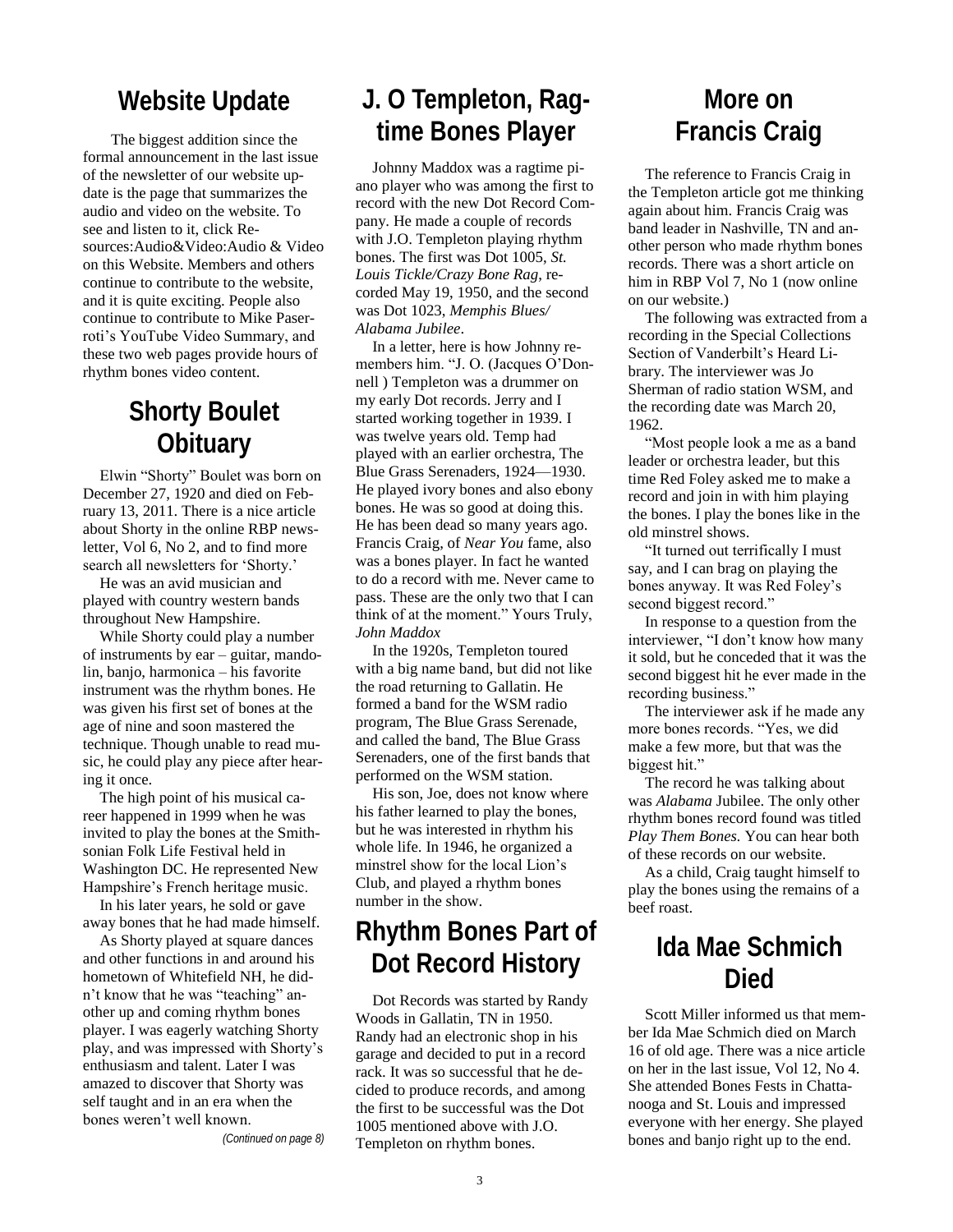## Website Update

The biggest addition since the formal announcement in the last issue of the newsletter of our website update is the page that summarizes the audio and video on the website. To see and listen to it, click Resources:Audio&Video:Audio & Video on this Website. Members and others continue to contribute to the website, and it is quite exciting. People also continue to contribute to Mike Paserroti's YouTube Video Summary, and these two web pages provide hours of rhythm bones video content.

## Shorty Boulet Obituary

Elwin "Shorty" Boulet was born on December 27, 1920 and died on February 13, 2011. There is a nice article about Shorty in the online RBP newsletter, Vol 6, No 2, and to find more search all newsletters for 'Shorty.'

He was an avid musician and played with country western bands throughout New Hampshire.

While Shorty could play a number of instruments by ear – guitar, mandolin, banjo, harmonica – his favorite instrument was the rhythm bones. He was given his first set of bones at the age of nine and soon mastered the technique. Though unable to read music, he could play any piece after hearing it once.

The high point of his musical career happened in 1999 when he was invited to play the bones at the Smithsonian Folk Life Festival held in Washington DC. He represented New Hampshire's French heritage music.

In his later years, he sold or gave away bones that he had made himself.

As Shorty played at square dances and other functions in and around his hometown of Whitefield NH, he didn't know that he was "teaching" another up and coming rhythm bones player. I was eagerly watching Shorty play, and was impressed with Shorty's enthusiasm and talent. Later I was amazed to discover that Shorty was self taught and in an era when the bones weren't well known.

*(Continued on page 8)*

## J. O Templeton, Ragtime Bones Player

Johnny Maddox was a ragtime piano player who was among the first to record with the new Dot Record Company. He made a couple of records with J.O. Templeton playing rhythm bones. The first was Dot 1005, *St. Louis Tickle/Crazy Bone Rag*, recorded May 19, 1950, and the second was Dot 1023, *Memphis Blues/ Alabama Jubilee*.

In a letter, here is how Johnny remembers him. "J. O. (Jacques O'Donnell ) Templeton was a drummer on my early Dot records. Jerry and I started working together in 1939. I was twelve years old. Temp had played with an earlier orchestra, The Blue Grass Serenaders, 1924—1930. He played ivory bones and also ebony bones. He was so good at doing this. He has been dead so many years ago. Francis Craig, of *Near You* fame, also was a bones player. In fact he wanted to do a record with me. Never came to pass. These are the only two that I can think of at the moment." Yours Truly, *John Maddox*

In the 1920s, Templeton toured with a big name band, but did not like the road returning to Gallatin. He formed a band for the WSM radio program, The Blue Grass Serenade, and called the band, The Blue Grass Serenaders, one of the first bands that performed on the WSM station.

His son, Joe, does not know where his father learned to play the bones, but he was interested in rhythm his whole life. In 1946, he organized a minstrel show for the local Lion's Club, and played a rhythm bones number in the show.

## Rhythm Bones Part of Dot Record History

Dot Records was started by Randy Woods in Gallatin, TN in 1950. Randy had an electronic shop in his garage and decided to put in a record rack. It was so successful that he decided to produce records, and among the first to be successful was the Dot 1005 mentioned above with J.O. Templeton on rhythm bones.

## More on Francis Craig

The reference to Francis Craig in the Templeton article got me thinking again about him. Francis Craig was band leader in Nashville, TN and another person who made rhythm bones records. There was a short article on him in RBP Vol 7, No 1 (now online on our website.)

The following was extracted from a recording in the Special Collections Section of Vanderbilt's Heard Library. The interviewer was Jo Sherman of radio station WSM, and the recording date was March 20, 1962.

"Most people look a me as a band leader or orchestra leader, but this time Red Foley asked me to make a record and join in with him playing the bones. I play the bones like in the old minstrel shows.

"It turned out terrifically I must say, and I can brag on playing the bones anyway. It was Red Foley's second biggest record."

In response to a question from the interviewer, "I don't know how many it sold, but he conceded that it was the second biggest hit he ever made in the recording business."

The interviewer ask if he made any more bones records. "Yes, we did make a few more, but that was the biggest hit."

The record he was talking about was *Alabama* Jubilee. The only other rhythm bones record found was titled *Play Them Bones.* You can hear both of these records on our website.

As a child, Craig taught himself to play the bones using the remains of a beef roast.

## Ida Mae Schmich Died

Scott Miller informed us that member Ida Mae Schmich died on March 16 of old age. There was a nice article on her in the last issue, Vol 12, No 4. She attended Bones Fests in Chattanooga and St. Louis and impressed everyone with her energy. She played bones and banjo right up to the end.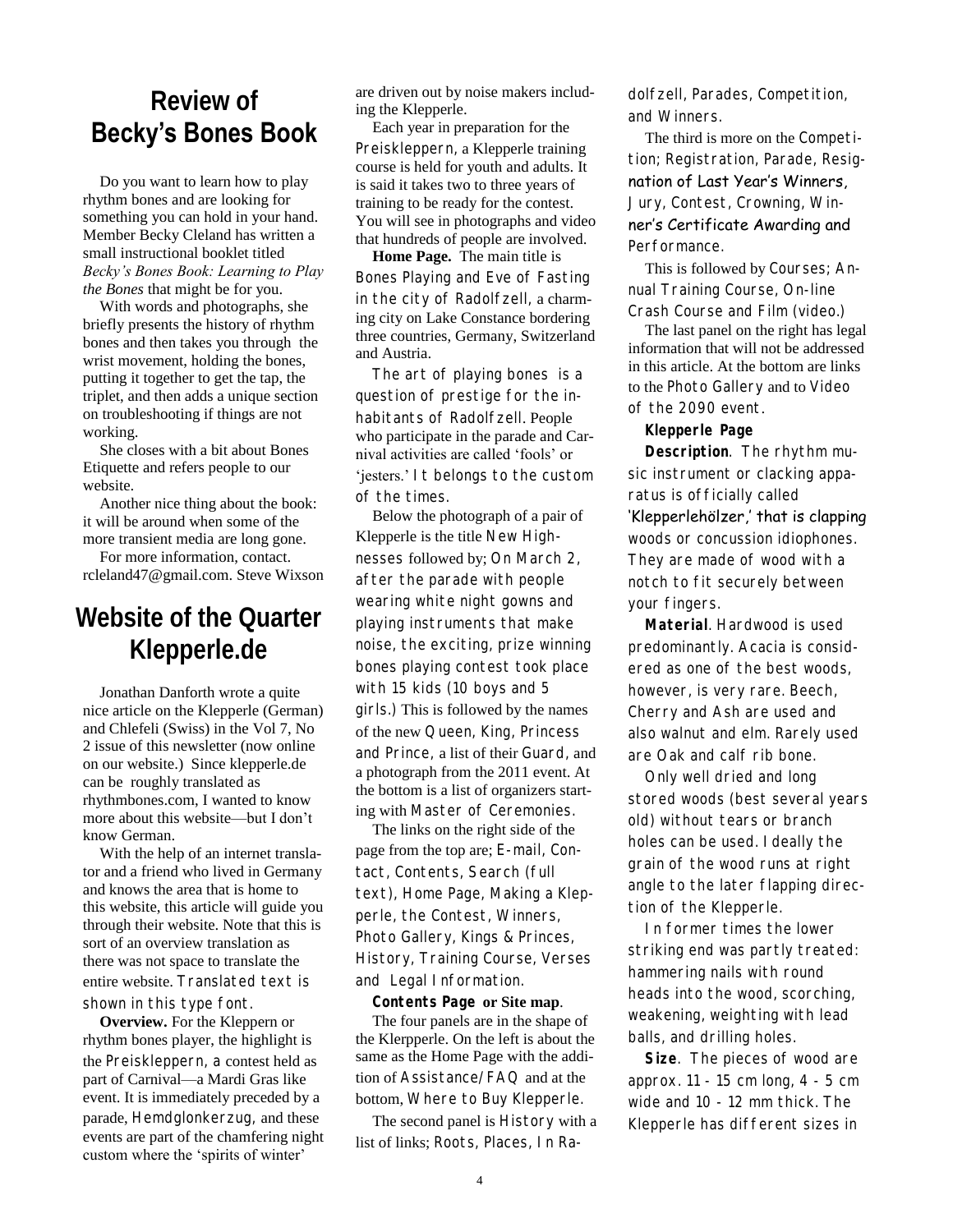## Review of Becky's Bones Book

Do you want to learn how to play rhythm bones and are looking for something you can hold in your hand. Member Becky Cleland has written a small instructional booklet titled *Becky's Bones Book: Learning to Play the Bones* that might be for you.

With words and photographs, she briefly presents the history of rhythm bones and then takes you through the wrist movement, holding the bones, putting it together to get the tap, the triplet, and then adds a unique section on troubleshooting if things are not working.

She closes with a bit about Bones Etiquette and refers people to our website.

Another nice thing about the book: it will be around when some of the more transient media are long gone.

For more information, contact. rcleland47@gmail.com. Steve Wixson

## Website of the Quarter Klepperle.de

Jonathan Danforth wrote a quite nice article on the Klepperle (German) and Chlefeli (Swiss) in the Vol 7, No 2 issue of this newsletter (now online on our website.) Since klepperle.de can be roughly translated as rhythmbones.com, I wanted to know more about this website—but I don't know German.

With the help of an internet translator and a friend who lived in Germany and knows the area that is home to this website, this article will guide you through their website. Note that this is sort of an overview translation as there was not space to translate the entire website. Translated text is shown in this type font.

**Overview.** For the Kleppern or rhythm bones player, the highlight is the Preiskleppern, a contest held as part of Carnival—a Mardi Gras like event. It is immediately preceded by a parade, Hemdglonkerzug, and these events are part of the chamfering night custom where the 'spirits of winter' are driven out by noise makers including the Klepperle.

Each year in preparation for the Preiskleppern, a Klepperle training course is held for youth and adults. It is said it takes two to three years of training to be ready for the contest. You will see in photographs and video that hundreds of people are involved.

**Home Page.** The main title is Bones Playing and Eve of Fasting in the city of Radolfzell, a charming city on Lake Constance bordering three countries, Germany, Switzerland and Austria.

The art of playing bones is a question of prestige for the inhabitants of Radolfzell. People who participate in the parade and Carnival activities are called 'fools' or 'jesters.' It belongs to the custom of the times.

Below the photograph of a pair of Klepperle is the title New Highnesses followed by; On March 2, after the parade with people wearing white night gowns and playing instruments that make noise, the exciting, prize winning bones playing contest took place with 15 kids (10 boys and 5 girls.) This is followed by the names of the new Queen, King, Princess and Prince, a list of their Guard, and a photograph from the 2011 event. At the bottom is a list of organizers starting with Master of Ceremonies.

The links on the right side of the page from the top are; E-mail, Contact, Contents, Search (full text), Home Page, Making a Klepperle, the Contest, Winners, Photo Gallery, Kings & Princes, History, Training Course, Verses and Legal Information.

**Contents Page or Site map**. The four panels are in the shape of the Klerpperle. On the left is about the same as the Home Page with the addition of Assistance/FAQ and at the bottom, Where to Buy Klepperle.

The second panel is History with a list of links; Roots, Places, In Radolfzell, Parades, Competition, and Winners.

The third is more on the Competition; Registration, Parade, Resignation of Last Year's Winners, Jury, Contest, Crowning, Winner's Certificate Awarding and Performance.

This is followed by Courses; Annual Training Course, On-line Crash Course and Film (video.)

The last panel on the right has legal information that will not be addressed in this article. At the bottom are links to the Photo Gallery and to Video of the 2090 event.

**Klepperle Page**

**Description**. The rhythm music instrument or clacking apparatus is officially called 'Klepperlehölzer,' that is clapping woods or concussion idiophones. They are made of wood with a notch to fit securely between your fingers.

**Material**. Hardwood is used predominantly. Acacia is considered as one of the best woods, however, is very rare. Beech, Cherry and Ash are used and also walnut and elm. Rarely used are Oak and calf rib bone.

Only well dried and long stored woods (best several years old) without tears or branch holes can be used. Ideally the grain of the wood runs at right angle to the later flapping direction of the Klepperle.

In former times the lower striking end was partly treated: hammering nails with round heads into the wood, scorching, weakening, weighting with lead balls, and drilling holes.

**Size**. The pieces of wood are approx. 11 - 15 cm long, 4 - 5 cm wide and 10 - 12 mm thick. The Klepperle has different sizes in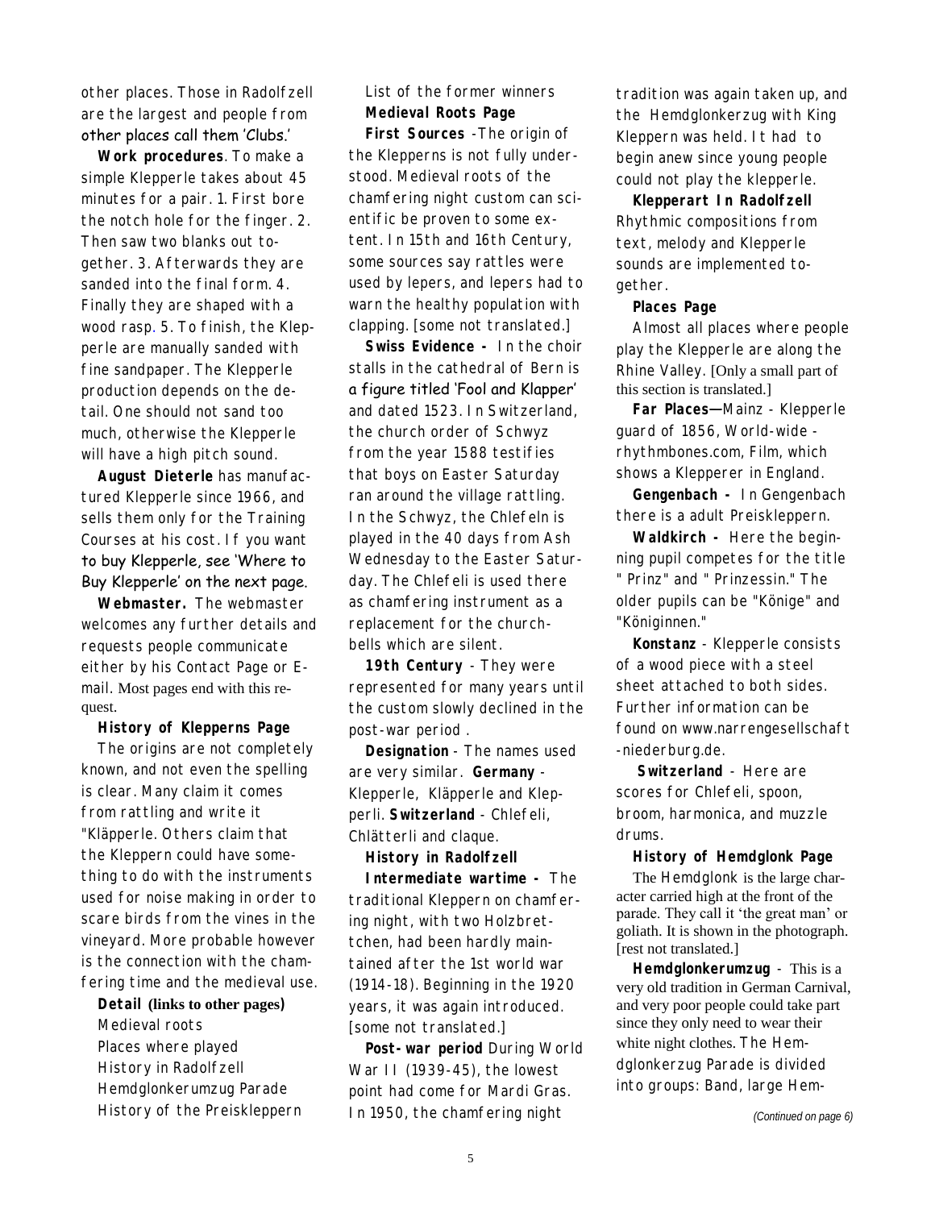other places. Those in Radolfzell are the largest and people from other places call them 'Clubs.'

**Work procedures**. To make a simple Klepperle takes about 45 minutes for a pair. 1. First bore the notch hole for the finger. 2. Then saw two blanks out together. 3. Afterwards they are sanded into the final form. 4. Finally they are shaped with a wood rasp. 5. To finish, the Klepperle are manually sanded with fine sandpaper. The Klepperle production depends on the detail. One should not sand too much, otherwise the Klepperle will have a high pitch sound.

**August Dieterle** has manufactured Klepperle since 1966, and sells them only for the Training Courses at his cost. If you want to buy Klepperle, see 'Where to Buy Klepperle' on the next page.

**Webmaster.** The webmaster welcomes any further details and requests people communicate either by his Contact Page or E-mail. Most pages end with this request.

**History of Klepperns Page**

The origins are not completely known, and not even the spelling is clear. Many claim it comes from rattling and write it "Kläpperle. Others claim that the Kleppern could have something to do with the instruments used for noise making in order to scare birds from the vines in the vineyard. More probable however is the connection with the chamfering time and the medieval use.

**Detail (links to other pages)**

Medieval roots
Places where played
History in Radolfzell
Hemdglonkerumzug Parade
History of the Preiskleppern
List of the former winners

**Medieval Roots Page**

**First Sources** -The origin of the Klepperns is not fully understood. Medieval roots of the chamfering night custom can scientific be proven to some extent. In 15th and 16th Century, some sources say rattles were used by lepers, and lepers had to warn the healthy population with clapping. [some not translated.]

**Swiss Evidence -** In the choir stalls in the cathedral of Bern is a figure titled 'Fool and Klapper' and dated 1523. In Switzerland, the church order of Schwyz from the year 1588 testifies that boys on Easter Saturday ran around the village rattling. In the Schwyz, the Chlefeln is played in the 40 days from Ash Wednesday to the Easter Saturday. The Chlefeli is used there as chamfering instrument as a replacement for the church-bells which are silent.

**19th Century** - They were represented for many years until the custom slowly declined in the post-war period .

**Designation** - The names used are very similar. **Germany** - Klepperle, Kläpperle and Klepperli. **Switzerland** - Chlefeli, Chlätterli and claque.

**History in Radolfzell**

**Intermediate wartime -** The traditional Kleppern on chamfering night, with two Holzbrettchen, had been hardly maintained after the 1st world war (1914-18). Beginning in the 1920 years, it was again introduced. [some not translated.]

**Post-war period** During World War II (1939-45), the lowest point had come for Mardi Gras. In 1950, the chamfering night tradition was again taken up, and the Hemdglonkerzug with King Kleppern was held. It had to begin anew since young people could not play the klepperle.

**Klepperart In Radolfzell** Rhythmic compositions from text, melody and Klepperle sounds are implemented together.

**Places Page**

Almost all places where people play the Klepperle are along the Rhine Valley. [Only a small part of this section is translated.]

**Far Places—**Mainz - Klepperle guard of 1856, World-wide - rhythmbones.com, Film, which shows a Klepperer in England.

**Gengenbach -** In Gengenbach there is a adult Preiskleppern.

**Waldkirch -** Here the beginning pupil competes for the title " Prinz" and " Prinzessin." The older pupils can be "Könige" and "Königinnen."

**Konstanz** - Klepperle consists of a wood piece with a steel sheet attached to both sides. Further information can be found on www.narrengesellschaft-niederburg.de.

**Switzerland** - Here are scores for Chlefeli, spoon, broom, harmonica, and muzzle drums.

**History of Hemdglonk Page**

The Hemdglonk is the large character carried high at the front of the parade. They call it 'the great man' or goliath. It is shown in the photograph. [rest not translated.]

**Hemdglonkerumzug** - This is a very old tradition in German Carnival, and very poor people could take part since they only need to wear their white night clothes. The Hemdglonkerzug Parade is divided into groups: Band, large Hem-

*(Continued on page 6)*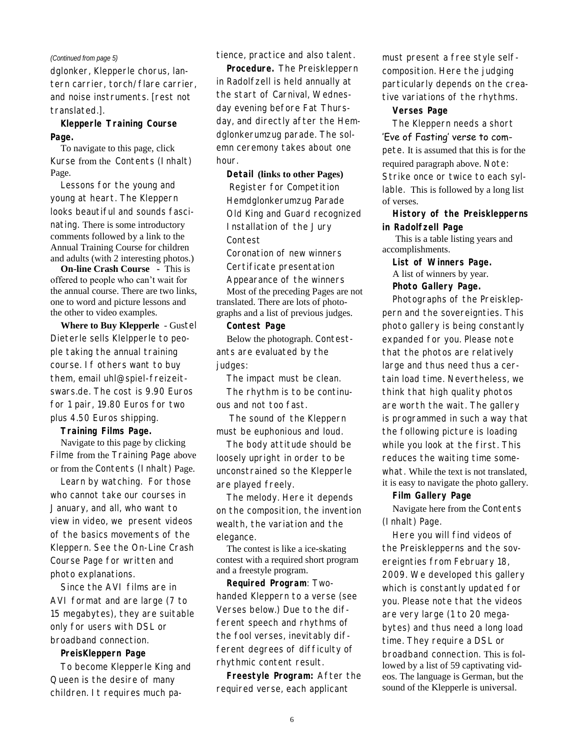*(Continued from page 5)*

dglonker, Klepperle chorus, lantern carrier, torch/flare carrier, and noise instruments. [rest not translated.].

**Klepperle Training Course Page.**

To navigate to this page, click Kurse from the Contents (Inhalt) Page.

Lessons for the young and young at heart. The Kleppern looks beautiful and sounds fascinating. There is some introductory comments followed by a link to the Annual Training Course for children and adults (with 2 interesting photos.)

**On-line Crash Course** - This is offered to people who can't wait for the annual course. There are two links, one to word and picture lessons and the other to video examples.

**Where to Buy Klepperle** - Gustel Dieterle sells Klelpperle to people taking the annual training course. If others want to buy them, email uhl@spiel-freizeitswars.de. The cost is 9.90 Euros for 1 pair, 19.80 Euros for two plus 4.50 Euros shipping.

**Training Films Page.**

Navigate to this page by clicking Filme from the Training Page above or from the Contents (Inhalt) Page.

Learn by watching. For those who cannot take our courses in January, and all, who want to view in video, we present videos of the basics movements of the Kleppern. See the On-Line Crash Course Page for written and photo explanations.

Since the AVI films are in AVI format and are large (7 to 15 megabytes), they are suitable only for users with DSL or broadband connection.

**PreisKleppern Page**

To become Klepperle King and Queen is the desire of many children. It requires much patience, practice and also talent.

**Procedure.** The Preiskleppern in Radolfzell is held annually at the start of Carnival, Wednesday evening before Fat Thursday, and directly after the Hemdglonkerumzug parade. The solemn ceremony takes about one hour.

**Detail (links to other Pages)**

Register for Competition
Hemdglonkerumzug Parade
Old King and Guard recognized
Installation of the Jury
Contest
Coronation of new winners
Certificate presentation
Appearance of the winners

Most of the preceding Pages are not translated. There are lots of photographs and a list of previous judges.

**Contest Page**

Below the photograph. Contestants are evaluated by the judges:

The impact must be clean.

The rhythm is to be continuous and not too fast.

The sound of the Kleppern must be euphonious and loud.

The body attitude should be loosely upright in order to be unconstrained so the Klepperle are played freely.

The melody. Here it depends on the composition, the invention wealth, the variation and the elegance.

The contest is like a ice-skating contest with a required short program and a freestyle program.

**Required Program**: Two-handed Kleppern to a verse (see Verses below.) Due to the different speech and rhythms of the fool verses, inevitably different degrees of difficulty of rhythmic content result.

**Freestyle Program:** After the required verse, each applicant must present a free style self-composition. Here the judging particularly depends on the creative variations of the rhythms.

**Verses Page**

The Kleppern needs a short 'Eve of Fasting' verse to compete. It is assumed that this is for the required paragraph above. Note: Strike once or twice to each syllable. This is followed by a long list of verses.

**History of the Preiskleppern in Radolfzell Page**

This is a table listing years and accomplishments.

**List of Winners Page.**

A list of winners by year.

**Photo Gallery Page.**

Photographs of the Preiskleppern and the sovereignties. This photo gallery is being constantly expanded for you. Please note that the photos are relatively large and thus need thus a certain load time. Nevertheless, we think that high quality photos are worth the wait. The gallery is programmed in such a way that the following picture is loading while you look at the first. This reduces the waiting time somewhat. While the text is not translated, it is easy to navigate the photo gallery.

**Film Gallery Page**

Navigate here from the Contents (Inhalt) Page.

Here you will find videos of the Preiskleppern and the sovereignties from February 18, 2009. We developed this gallery which is constantly updated for you. Please note that the videos are very large (1 to 20 megabytes) and thus need a long load time. They require a DSL or broadband connection. This is followed by a list of 59 captivating videos. The language is German, but the sound of the Klepperle is universal.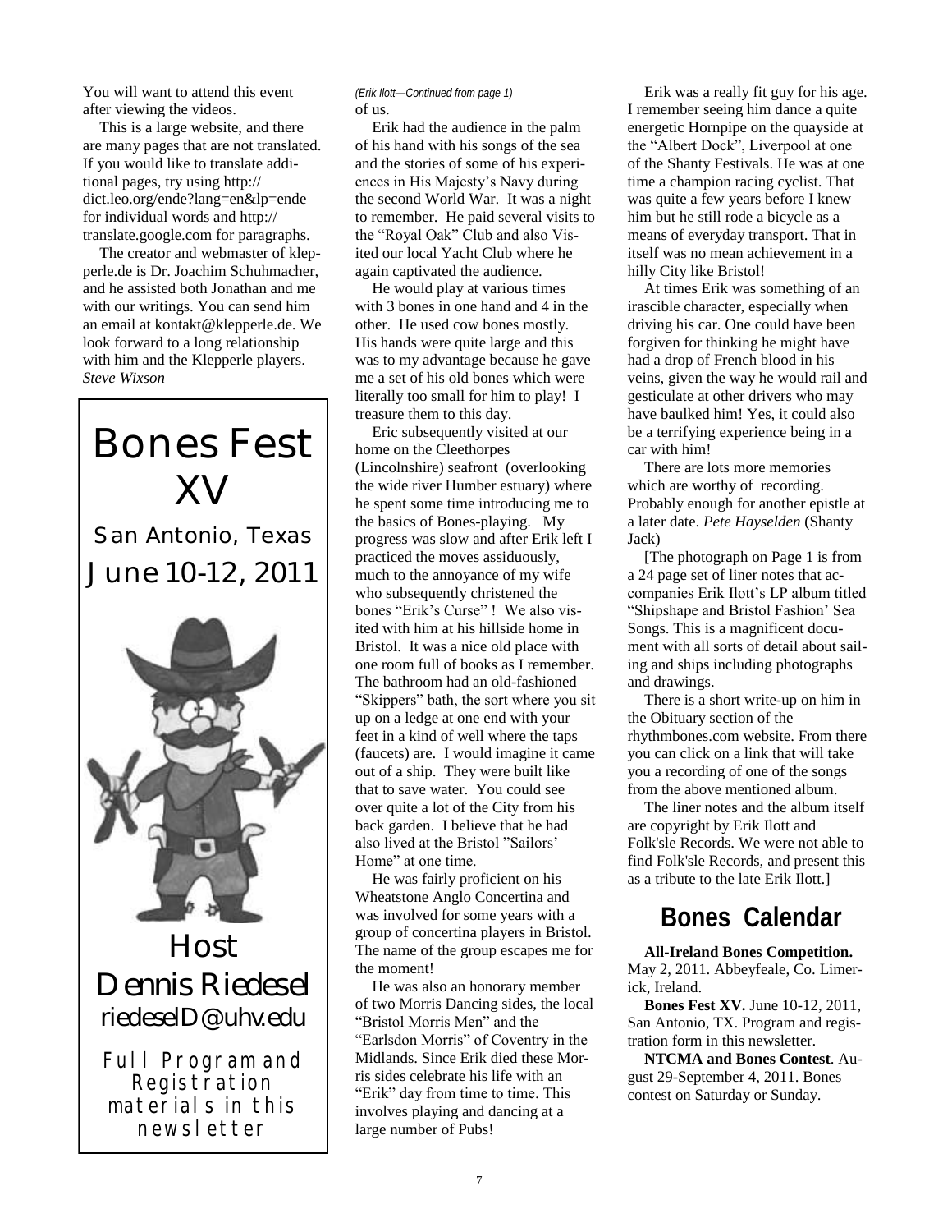You will want to attend this event after viewing the videos.

This is a large website, and there are many pages that are not translated. If you would like to translate additional pages, try using http://dict.leo.org/ende?lang=en&lp=ende for individual words and http://translate.google.com for paragraphs.

The creator and webmaster of klepperle.de is Dr. Joachim Schuhmacher, and he assisted both Jonathan and me with our writings. You can send him an email at kontakt@klepperle.de. We look forward to a long relationship with him and the Klepperle players. *Steve Wixson*

# Bones Fest XV

San Antonio, Texas

June 10-12, 2011

Host

Dennis Riedesel

riedeselD@uhv.edu

Full Program and Registration materials in this newsletter

*(Erik Ilott—Continued from page 1)*

of us.

Erik had the audience in the palm of his hand with his songs of the sea and the stories of some of his experiences in His Majesty's Navy during the second World War. It was a night to remember. He paid several visits to the "Royal Oak" Club and also Visited our local Yacht Club where he again captivated the audience.

He would play at various times with 3 bones in one hand and 4 in the other. He used cow bones mostly. His hands were quite large and this was to my advantage because he gave me a set of his old bones which were literally too small for him to play! I treasure them to this day.

Eric subsequently visited at our home on the Cleethorpes (Lincolnshire) seafront (overlooking the wide river Humber estuary) where he spent some time introducing me to the basics of Bones-playing. My progress was slow and after Erik left I practiced the moves assiduously, much to the annoyance of my wife who subsequently christened the bones "Erik's Curse" ! We also visited with him at his hillside home in Bristol. It was a nice old place with one room full of books as I remember. The bathroom had an old-fashioned "Skippers" bath, the sort where you sit up on a ledge at one end with your feet in a kind of well where the taps (faucets) are. I would imagine it came out of a ship. They were built like that to save water. You could see over quite a lot of the City from his back garden. I believe that he had also lived at the Bristol "Sailors' Home" at one time.

He was fairly proficient on his Wheatstone Anglo Concertina and was involved for some years with a group of concertina players in Bristol. The name of the group escapes me for the moment!

He was also an honorary member of two Morris Dancing sides, the local "Bristol Morris Men" and the "Earlsdon Morris" of Coventry in the Midlands. Since Erik died these Morris sides celebrate his life with an "Erik" day from time to time. This involves playing and dancing at a large number of Pubs!

Erik was a really fit guy for his age. I remember seeing him dance a quite energetic Hornpipe on the quayside at the "Albert Dock", Liverpool at one of the Shanty Festivals. He was at one time a champion racing cyclist. That was quite a few years before I knew him but he still rode a bicycle as a means of everyday transport. That in itself was no mean achievement in a hilly City like Bristol!

At times Erik was something of an irascible character, especially when driving his car. One could have been forgiven for thinking he might have had a drop of French blood in his veins, given the way he would rail and gesticulate at other drivers who may have baulked him! Yes, it could also be a terrifying experience being in a car with him!

There are lots more memories which are worthy of recording. Probably enough for another epistle at a later date. *Pete Hayselden* (Shanty Jack)

[The photograph on Page 1 is from a 24 page set of liner notes that accompanies Erik Ilott's LP album titled "Shipshape and Bristol Fashion' Sea Songs. This is a magnificent document with all sorts of detail about sailing and ships including photographs and drawings.

There is a short write-up on him in the Obituary section of the rhythmbones.com website. From there you can click on a link that will take you a recording of one of the songs from the above mentioned album.

The liner notes and the album itself are copyright by Erik Ilott and Folk'sle Records. We were not able to find Folk'sle Records, and present this as a tribute to the late Erik Ilott.]

## Bones Calendar

**All-Ireland Bones Competition.** May 2, 2011. Abbeyfeale, Co. Limerick, Ireland.

**Bones Fest XV.** June 10-12, 2011, San Antonio, TX. Program and registration form in this newsletter.

**NTCMA and Bones Contest**. August 29-September 4, 2011. Bones contest on Saturday or Sunday.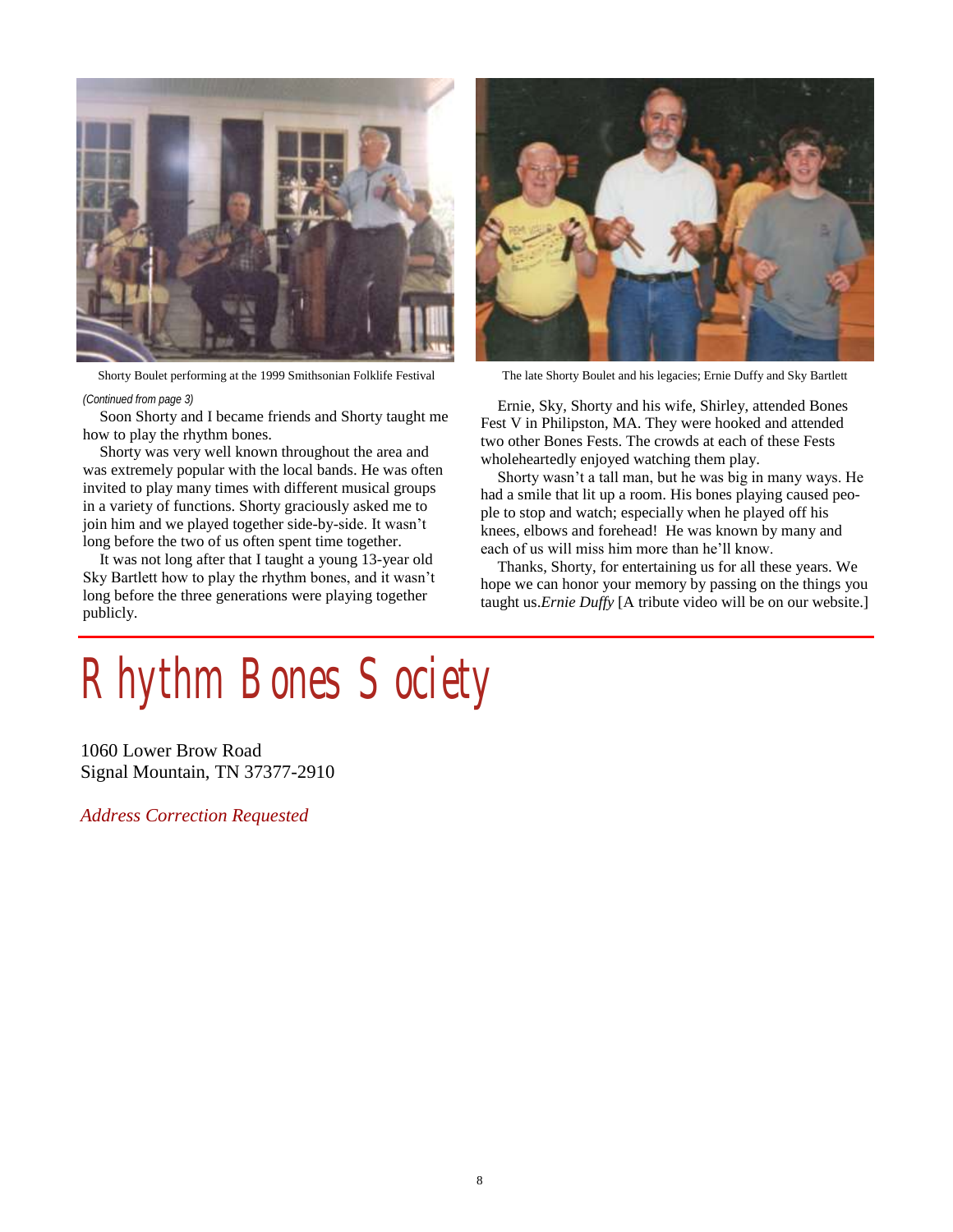Shorty Boulet performing at the 1999 Smithsonian Folklife Festival

The late Shorty Boulet and his legacies; Ernie Duffy and Sky Bartlett

*(Continued from page 3)*

Soon Shorty and I became friends and Shorty taught me how to play the rhythm bones.

Shorty was very well known throughout the area and was extremely popular with the local bands. He was often invited to play many times with different musical groups in a variety of functions. Shorty graciously asked me to join him and we played together side-by-side. It wasn't long before the two of us often spent time together.

It was not long after that I taught a young 13-year old Sky Bartlett how to play the rhythm bones, and it wasn't long before the three generations were playing together publicly.

Ernie, Sky, Shorty and his wife, Shirley, attended Bones Fest V in Philipston, MA. They were hooked and attended two other Bones Fests. The crowds at each of these Fests wholeheartedly enjoyed watching them play.

Shorty wasn't a tall man, but he was big in many ways. He had a smile that lit up a room. His bones playing caused people to stop and watch; especially when he played off his knees, elbows and forehead! He was known by many and each of us will miss him more than he'll know.

Thanks, Shorty, for entertaining us for all these years. We hope we can honor your memory by passing on the things you taught us.*Ernie Duffy* [A tribute video will be on our website.]

# Rhythm Bones Society

1060 Lower Brow Road
Signal Mountain, TN 37377-2910

*Address Correction Requested*